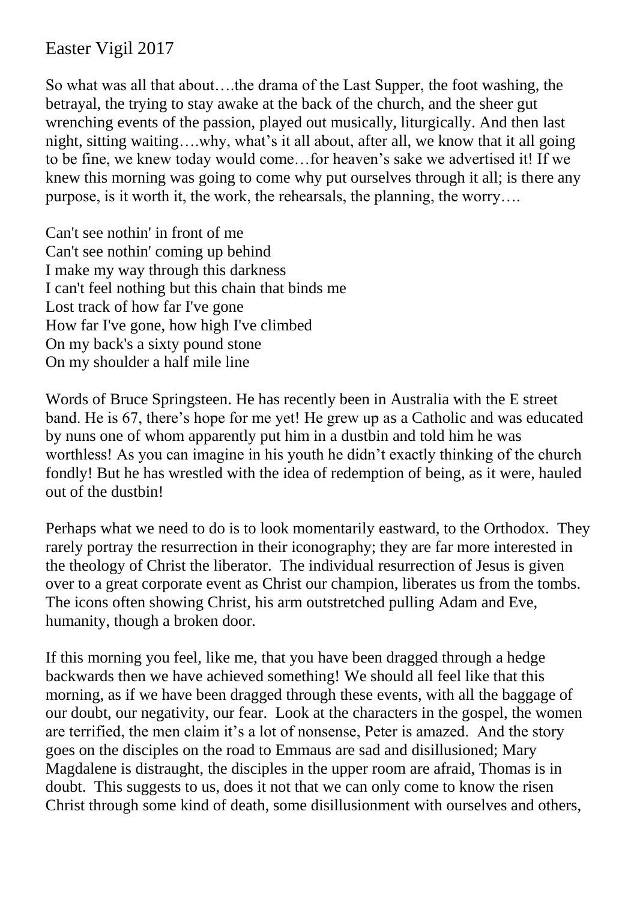# Easter Vigil 2017

So what was all that about….the drama of the Last Supper, the foot washing, the betrayal, the trying to stay awake at the back of the church, and the sheer gut wrenching events of the passion, played out musically, liturgically. And then last night, sitting waiting….why, what's it all about, after all, we know that it all going to be fine, we knew today would come…for heaven's sake we advertised it! If we knew this morning was going to come why put ourselves through it all; is there any purpose, is it worth it, the work, the rehearsals, the planning, the worry….

Can't see nothin' in front of me
Can't see nothin' coming up behind
I make my way through this darkness
I can't feel nothing but this chain that binds me
Lost track of how far I've gone
How far I've gone, how high I've climbed
On my back's a sixty pound stone
On my shoulder a half mile line

Words of Bruce Springsteen. He has recently been in Australia with the E street band. He is 67, there's hope for me yet! He grew up as a Catholic and was educated by nuns one of whom apparently put him in a dustbin and told him he was worthless! As you can imagine in his youth he didn't exactly thinking of the church fondly! But he has wrestled with the idea of redemption of being, as it were, hauled out of the dustbin!

Perhaps what we need to do is to look momentarily eastward, to the Orthodox. They rarely portray the resurrection in their iconography; they are far more interested in the theology of Christ the liberator. The individual resurrection of Jesus is given over to a great corporate event as Christ our champion, liberates us from the tombs. The icons often showing Christ, his arm outstretched pulling Adam and Eve, humanity, though a broken door.

If this morning you feel, like me, that you have been dragged through a hedge backwards then we have achieved something! We should all feel like that this morning, as if we have been dragged through these events, with all the baggage of our doubt, our negativity, our fear. Look at the characters in the gospel, the women are terrified, the men claim it's a lot of nonsense, Peter is amazed. And the story goes on the disciples on the road to Emmaus are sad and disillusioned; Mary Magdalene is distraught, the disciples in the upper room are afraid, Thomas is in doubt. This suggests to us, does it not that we can only come to know the risen Christ through some kind of death, some disillusionment with ourselves and others,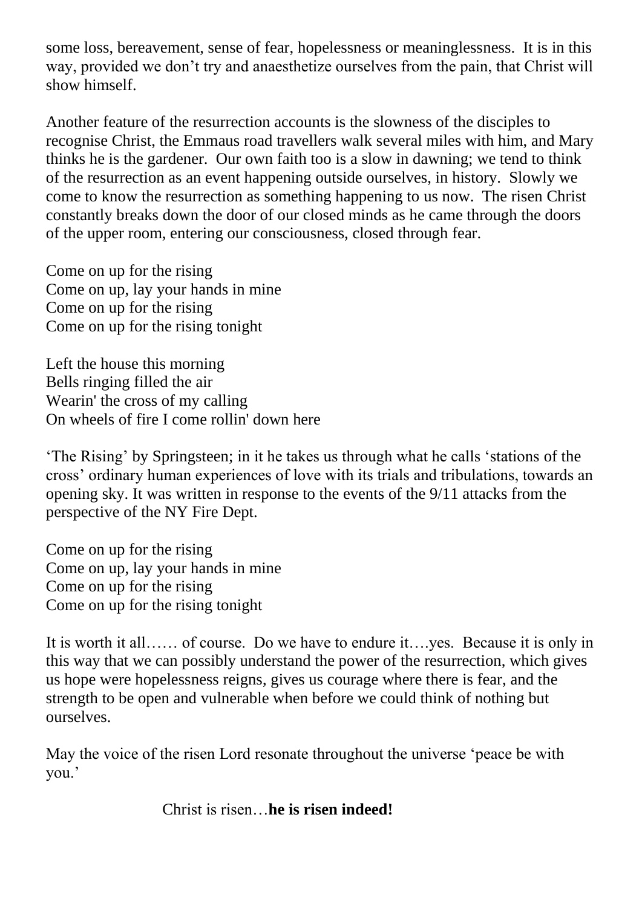some loss, bereavement, sense of fear, hopelessness or meaninglessness. It is in this way, provided we don't try and anaesthetize ourselves from the pain, that Christ will show himself.

Another feature of the resurrection accounts is the slowness of the disciples to recognise Christ, the Emmaus road travellers walk several miles with him, and Mary thinks he is the gardener. Our own faith too is a slow in dawning; we tend to think of the resurrection as an event happening outside ourselves, in history. Slowly we come to know the resurrection as something happening to us now. The risen Christ constantly breaks down the door of our closed minds as he came through the doors of the upper room, entering our consciousness, closed through fear.

Come on up for the rising  
Come on up, lay your hands in mine  
Come on up for the rising  
Come on up for the rising tonight

Left the house this morning  
Bells ringing filled the air  
Wearin' the cross of my calling  
On wheels of fire I come rollin' down here

'The Rising' by Springsteen; in it he takes us through what he calls 'stations of the cross' ordinary human experiences of love with its trials and tribulations, towards an opening sky. It was written in response to the events of the 9/11 attacks from the perspective of the NY Fire Dept.

Come on up for the rising  
Come on up, lay your hands in mine  
Come on up for the rising  
Come on up for the rising tonight

It is worth it all…… of course. Do we have to endure it….yes. Because it is only in this way that we can possibly understand the power of the resurrection, which gives us hope were hopelessness reigns, gives us courage where there is fear, and the strength to be open and vulnerable when before we could think of nothing but ourselves.

May the voice of the risen Lord resonate throughout the universe 'peace be with you.'

Christ is risen…**he is risen indeed!**